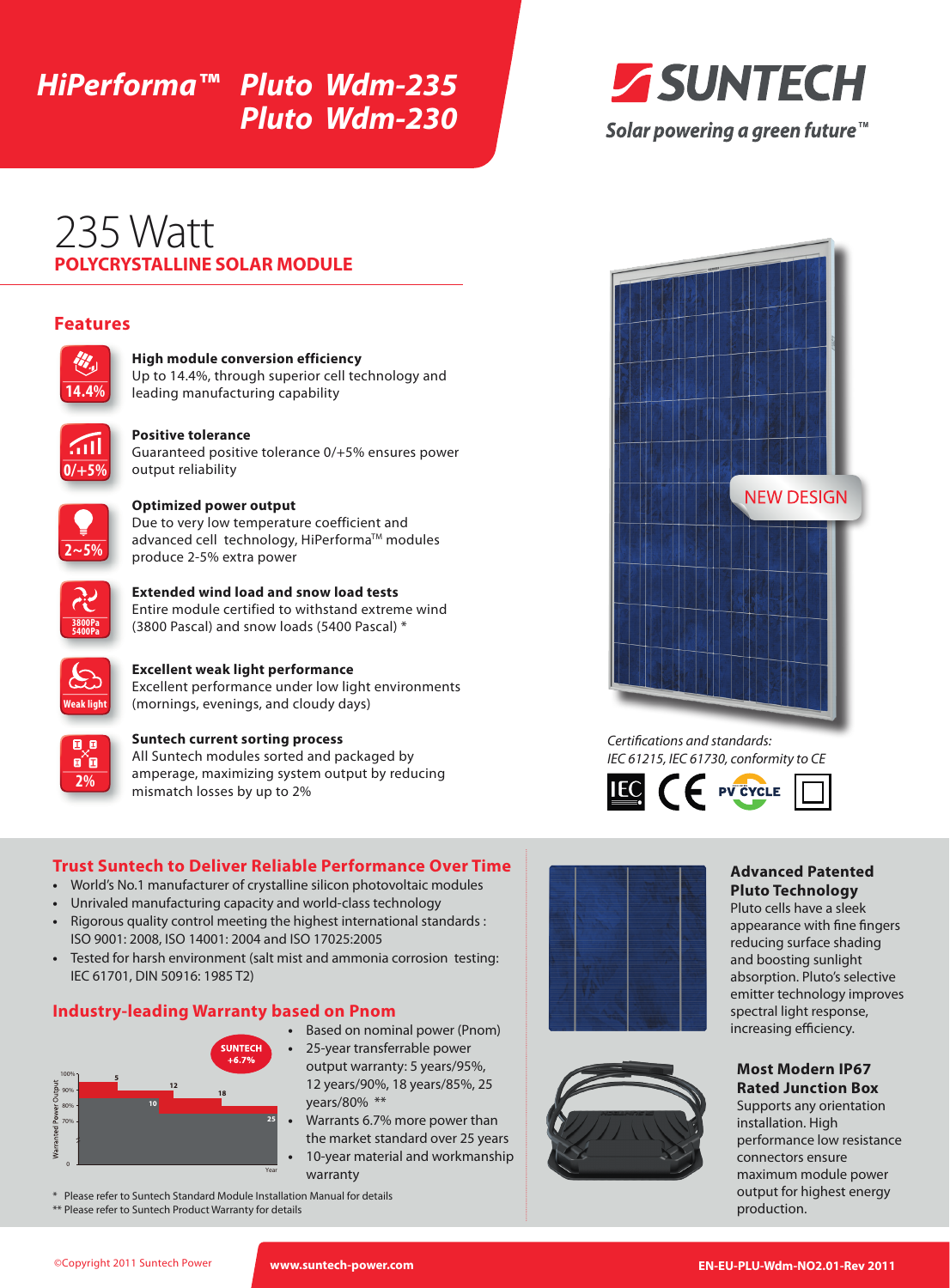# HiPerforma™ Pluto Wdm-235 Pluto Wdm-230

**SUNTECH**

*Solar powering a green future™*

# 235 Watt

## POLYCRYSTALLINE SOLAR MODULE

## Features

**14.4%** — **High module conversion efficiency**
Up to 14.4%, through superior cell technology and leading manufacturing capability

**0/+5%** — **Positive tolerance**
Guaranteed positive tolerance 0/+5% ensures power output reliability

**2~5%** — **Optimized power output**
Due to very low temperature coefficient and advanced cell technology, HiPerforma™ modules produce 2-5% extra power

**3800Pa 5400Pa** — **Extended wind load and snow load tests**
Entire module certified to withstand extreme wind (3800 Pascal) and snow loads (5400 Pascal) *

**Weak light** — **Excellent weak light performance**
Excellent performance under low light environments (mornings, evenings, and cloudy days)

**2%** — **Suntech current sorting process**
All Suntech modules sorted and packaged by amperage, maximizing system output by reducing mismatch losses by up to 2%

NEW DESIGN

*Certifications and standards:*
*IEC 61215, IEC 61730, conformity to CE*

IEC · CE · PV CYCLE

## Trust Suntech to Deliver Reliable Performance Over Time

- World's No.1 manufacturer of crystalline silicon photovoltaic modules
- Unrivaled manufacturing capacity and world-class technology
- Rigorous quality control meeting the highest international standards : ISO 9001: 2008, ISO 14001: 2004 and ISO 17025:2005
- Tested for harsh environment (salt mist and ammonia corrosion testing: IEC 61701, DIN 50916: 1985 T2)

## Industry-leading Warranty based on Pnom

SUNTECH +6.7%

Warranted Power Output: 100%, 90%, 80%, 70%, 0 — Year: 5, 10, 12, 18, 25

- Based on nominal power (Pnom)
- 25-year transferable power output warranty: 5 years/95%, 12 years/90%, 18 years/85%, 25 years/80% **
- Warrants 6.7% more power than the market standard over 25 years
- 10-year material and workmanship warranty

\* Please refer to Suntech Standard Module Installation Manual for details
\*\* Please refer to Suntech Product Warranty for details

### Advanced Patented Pluto Technology

Pluto cells have a sleek appearance with fine fingers reducing surface shading and boosting sunlight absorption. Pluto's selective emitter technology improves spectral light response, increasing efficiency.

### Most Modern IP67 Rated Junction Box

Supports any orientation installation. High performance low resistance connectors ensure maximum module power output for highest energy production.

©Copyright 2011 Suntech Power www.suntech-power.com EN-EU-PLU-Wdm-NO2.01-Rev 2011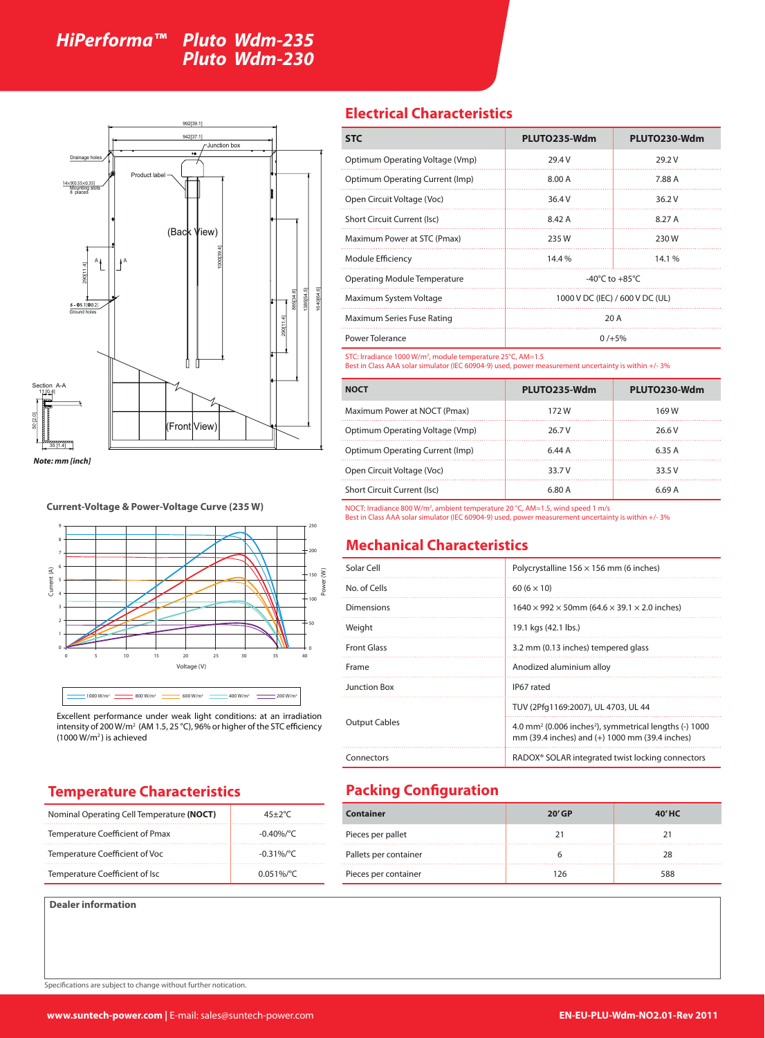# HiPerforma™ Pluto Wdm-235 Pluto Wdm-230

992[39.1]
942[37.1]
Junction box
Drainage holes
Product label
14x9[0.55x0.35] Mounting slots 8 places
(Back View)
1000[39.4]
290[11.4]
A A
6 - Φ5.1[Φ0.2] Ground holes
290[11.4]
885[34.8]
1385[54.5]
1640[64.6]
Section A-A
11 [0.4]
50 [2.0]
35 [1.4]
(Front View)

***Note: mm [inch]***

**Current-Voltage & Power-Voltage Curve (235 W)**

Current (A)
Power (W)
Voltage (V)
0 5 10 15 20 25 30 35 40
0 1 2 3 4 5 6 7 8 9
0 50 100 150 200 250
1000 W/m² 800 W/m² 600 W/m² 400 W/m² 200 W/m²

Excellent performance under weak light conditions: at an irradiation intensity of 200 W/m² (AM 1.5, 25 °C), 96% or higher of the STC efficiency (1000 W/m²) is achieved

## Temperature Characteristics

| | |
|---|---|
| Nominal Operating Cell Temperature **(NOCT)** | 45±2°C |
| Temperature Coefficient of Pmax | -0.40%/°C |
| Temperature Coefficient of Voc | -0.31%/°C |
| Temperature Coefficient of Isc | 0.051%/°C |

## Electrical Characteristics

| STC | PLUTO235-Wdm | PLUTO230-Wdm |
|---|---|---|
| Optimum Operating Voltage (Vmp) | 29.4 V | 29.2 V |
| Optimum Operating Current (Imp) | 8.00 A | 7.88 A |
| Open Circuit Voltage (Voc) | 36.4 V | 36.2 V |
| Short Circuit Current (Isc) | 8.42 A | 8.27 A |
| Maximum Power at STC (Pmax) | 235 W | 230 W |
| Module Efficiency | 14.4 % | 14.1 % |
| Operating Module Temperature | -40°C to +85°C | |
| Maximum System Voltage | 1000 V DC (IEC) / 600 V DC (UL) | |
| Maximum Series Fuse Rating | 20 A | |
| Power Tolerance | 0 /+5% | |

STC: Irradiance 1000 W/m², module temperature 25°C, AM=1.5
Best in Class AAA solar simulator (IEC 60904-9) used, power measurement uncertainty is within +/- 3%

| NOCT | PLUTO235-Wdm | PLUTO230-Wdm |
|---|---|---|
| Maximum Power at NOCT (Pmax) | 172 W | 169 W |
| Optimum Operating Voltage (Vmp) | 26.7 V | 26.6 V |
| Optimum Operating Current (Imp) | 6.44 A | 6.35 A |
| Open Circuit Voltage (Voc) | 33.7 V | 33.5 V |
| Short Circuit Current (Isc) | 6.80 A | 6.69 A |

NOCT: Irradiance 800 W/m², ambient temperature 20 °C, AM=1.5, wind speed 1 m/s
Best in Class AAA solar simulator (IEC 60904-9) used, power measurement uncertainty is within +/- 3%

## Mechanical Characteristics

| | |
|---|---|
| Solar Cell | Polycrystalline 156 × 156 mm (6 inches) |
| No. of Cells | 60 (6 × 10) |
| Dimensions | 1640 × 992 × 50mm (64.6 × 39.1 × 2.0 inches) |
| Weight | 19.1 kgs (42.1 lbs.) |
| Front Glass | 3.2 mm (0.13 inches) tempered glass |
| Frame | Anodized aluminium alloy |
| Junction Box | IP67 rated |
| Output Cables | TUV (2Pfg1169:2007), UL 4703, UL 44 |
| | 4.0 mm² (0.006 inches²), symmetrical lengths (-) 1000 mm (39.4 inches) and (+) 1000 mm (39.4 inches) |
| Connectors | RADOX® SOLAR integrated twist locking connectors |

## Packing Configuration

| Container | 20' GP | 40' HC |
|---|---|---|
| Pieces per pallet | 21 | 21 |
| Pallets per container | 6 | 28 |
| Pieces per container | 126 | 588 |

**Dealer information**

Specifications are subject to change without further notication.

**www.suntech-power.com** | E-mail: sales@suntech-power.com

**EN-EU-PLU-Wdm-NO2.01-Rev 2011**